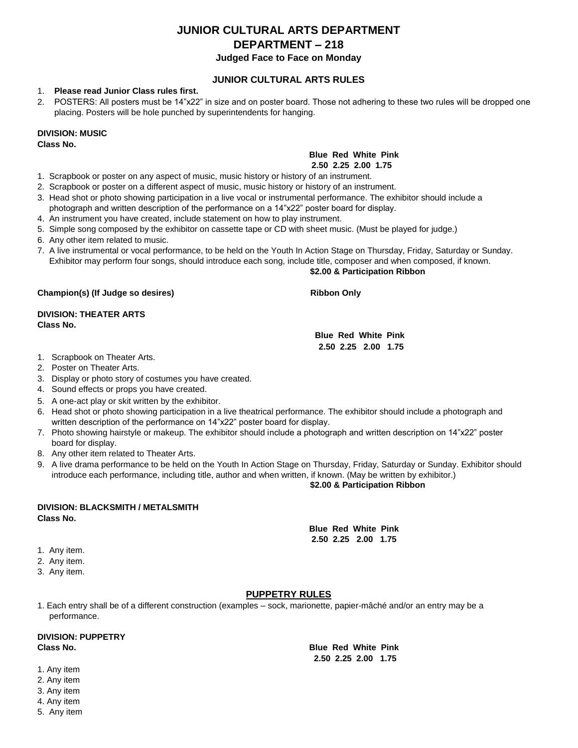# JUNIOR CULTURAL ARTS DEPARTMENT

# DEPARTMENT – 218

### Judged Face to Face on Monday

## JUNIOR CULTURAL ARTS RULES

1. **Please read Junior Class rules first.**
2. POSTERS: All posters must be 14"x22" in size and on poster board. Those not adhering to these two rules will be dropped one placing. Posters will be hole punched by superintendents for hanging.

**DIVISION: MUSIC**
**Class No.**

| Blue | Red | White | Pink |
|---|---|---|---|
| 2.50 | 2.25 | 2.00 | 1.75 |

1. Scrapbook or poster on any aspect of music, music history or history of an instrument.
2. Scrapbook or poster on a different aspect of music, music history or history of an instrument.
3. Head shot or photo showing participation in a live vocal or instrumental performance. The exhibitor should include a photograph and written description of the performance on a 14"x22" poster board for display.
4. An instrument you have created, include statement on how to play instrument.
5. Simple song composed by the exhibitor on cassette tape or CD with sheet music. (Must be played for judge.)
6. Any other item related to music.
7. A live instrumental or vocal performance, to be held on the Youth In Action Stage on Thursday, Friday, Saturday or Sunday. Exhibitor may perform four songs, should introduce each song, include title, composer and when composed, if known.
   **$2.00 & Participation Ribbon**

**Champion(s) (If Judge so desires)** **Ribbon Only**

**DIVISION: THEATER ARTS**
**Class No.**

| Blue | Red | White | Pink |
|---|---|---|---|
| 2.50 | 2.25 | 2.00 | 1.75 |

1. Scrapbook on Theater Arts.
2. Poster on Theater Arts.
3. Display or photo story of costumes you have created.
4. Sound effects or props you have created.
5. A one-act play or skit written by the exhibitor.
6. Head shot or photo showing participation in a live theatrical performance. The exhibitor should include a photograph and written description of the performance on 14"x22" poster board for display.
7. Photo showing hairstyle or makeup. The exhibitor should include a photograph and written description on 14"x22" poster board for display.
8. Any other item related to Theater Arts.
9. A live drama performance to be held on the Youth In Action Stage on Thursday, Friday, Saturday or Sunday. Exhibitor should introduce each performance, including title, author and when written, if known. (May be written by exhibitor.)
   **$2.00 & Participation Ribbon**

**DIVISION: BLACKSMITH / METALSMITH**
**Class No.**

| Blue | Red | White | Pink |
|---|---|---|---|
| 2.50 | 2.25 | 2.00 | 1.75 |

1. Any item.
2. Any item.
3. Any item.

## PUPPETRY RULES

1. Each entry shall be of a different construction (examples – sock, marionette, papier-mâché and/or an entry may be a performance.

**DIVISION: PUPPETRY**
**Class No.**

| Blue | Red | White | Pink |
|---|---|---|---|
| 2.50 | 2.25 | 2.00 | 1.75 |

1. Any item
2. Any item
3. Any item
4. Any item
5. Any item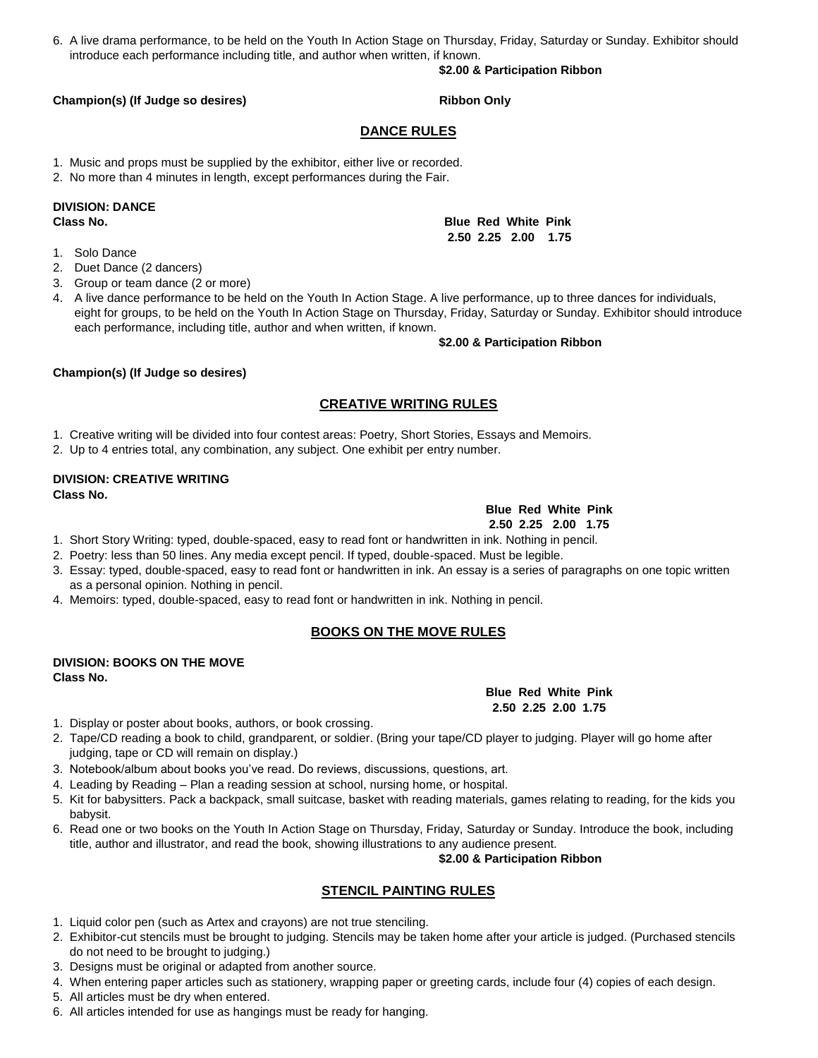6. A live drama performance, to be held on the Youth In Action Stage on Thursday, Friday, Saturday or Sunday. Exhibitor should introduce each performance including title, and author when written, if known.

**$2.00 & Participation Ribbon**

**Champion(s) (If Judge so desires)** **Ribbon Only**

## DANCE RULES

1. Music and props must be supplied by the exhibitor, either live or recorded.
2. No more than 4 minutes in length, except performances during the Fair.

**DIVISION: DANCE**

| Class No. | Blue | Red | White | Pink |
|---|---|---|---|---|
| | 2.50 | 2.25 | 2.00 | 1.75 |

1. Solo Dance
2. Duet Dance (2 dancers)
3. Group or team dance (2 or more)
4. A live dance performance to be held on the Youth In Action Stage. A live performance, up to three dances for individuals, eight for groups, to be held on the Youth In Action Stage on Thursday, Friday, Saturday or Sunday. Exhibitor should introduce each performance, including title, author and when written, if known.

**$2.00 & Participation Ribbon**

**Champion(s) (If Judge so desires)**

## CREATIVE WRITING RULES

1. Creative writing will be divided into four contest areas: Poetry, Short Stories, Essays and Memoirs.
2. Up to 4 entries total, any combination, any subject. One exhibit per entry number.

**DIVISION: CREATIVE WRITING**

| Class No. | Blue | Red | White | Pink |
|---|---|---|---|---|
| | 2.50 | 2.25 | 2.00 | 1.75 |

1. Short Story Writing: typed, double-spaced, easy to read font or handwritten in ink. Nothing in pencil.
2. Poetry: less than 50 lines. Any media except pencil. If typed, double-spaced. Must be legible.
3. Essay: typed, double-spaced, easy to read font or handwritten in ink. An essay is a series of paragraphs on one topic written as a personal opinion. Nothing in pencil.
4. Memoirs: typed, double-spaced, easy to read font or handwritten in ink. Nothing in pencil.

## BOOKS ON THE MOVE RULES

**DIVISION: BOOKS ON THE MOVE**

| Class No. | Blue | Red | White | Pink |
|---|---|---|---|---|
| | 2.50 | 2.25 | 2.00 | 1.75 |

1. Display or poster about books, authors, or book crossing.
2. Tape/CD reading a book to child, grandparent, or soldier. (Bring your tape/CD player to judging. Player will go home after judging, tape or CD will remain on display.)
3. Notebook/album about books you've read. Do reviews, discussions, questions, art.
4. Leading by Reading – Plan a reading session at school, nursing home, or hospital.
5. Kit for babysitters. Pack a backpack, small suitcase, basket with reading materials, games relating to reading, for the kids you babysit.
6. Read one or two books on the Youth In Action Stage on Thursday, Friday, Saturday or Sunday. Introduce the book, including title, author and illustrator, and read the book, showing illustrations to any audience present.

**$2.00 & Participation Ribbon**

## STENCIL PAINTING RULES

1. Liquid color pen (such as Artex and crayons) are not true stenciling.
2. Exhibitor-cut stencils must be brought to judging. Stencils may be taken home after your article is judged. (Purchased stencils do not need to be brought to judging.)
3. Designs must be original or adapted from another source.
4. When entering paper articles such as stationery, wrapping paper or greeting cards, include four (4) copies of each design.
5. All articles must be dry when entered.
6. All articles intended for use as hangings must be ready for hanging.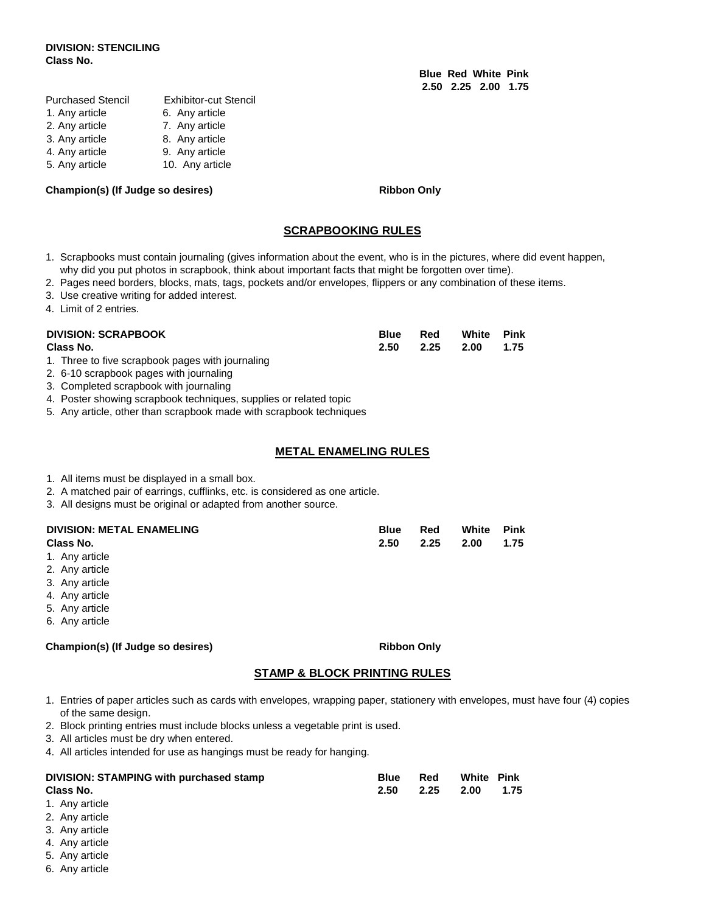**DIVISION: STENCILING**
**Class No.**

| | | Blue | Red | White | Pink |
|---|---|---|---|---|---|
| | | 2.50 | 2.25 | 2.00 | 1.75 |
| Purchased Stencil | Exhibitor-cut Stencil | | | | |
| 1. Any article | 6. Any article | | | | |
| 2. Any article | 7. Any article | | | | |
| 3. Any article | 8. Any article | | | | |
| 4. Any article | 9. Any article | | | | |
| 5. Any article | 10. Any article | | | | |

**Champion(s) (If Judge so desires)** **Ribbon Only**

## SCRAPBOOKING RULES

1. Scrapbooks must contain journaling (gives information about the event, who is in the pictures, where did event happen, why did you put photos in scrapbook, think about important facts that might be forgotten over time).
2. Pages need borders, blocks, mats, tags, pockets and/or envelopes, flippers or any combination of these items.
3. Use creative writing for added interest.
4. Limit of 2 entries.

| DIVISION: SCRAPBOOK | Blue | Red | White | Pink |
|---|---|---|---|---|
| **Class No.** | **2.50** | **2.25** | **2.00** | **1.75** |

1. Three to five scrapbook pages with journaling
2. 6-10 scrapbook pages with journaling
3. Completed scrapbook with journaling
4. Poster showing scrapbook techniques, supplies or related topic
5. Any article, other than scrapbook made with scrapbook techniques

## METAL ENAMELING RULES

1. All items must be displayed in a small box.
2. A matched pair of earrings, cufflinks, etc. is considered as one article.
3. All designs must be original or adapted from another source.

| DIVISION: METAL ENAMELING | Blue | Red | White | Pink |
|---|---|---|---|---|
| **Class No.** | **2.50** | **2.25** | **2.00** | **1.75** |

1. Any article
2. Any article
3. Any article
4. Any article
5. Any article
6. Any article

**Champion(s) (If Judge so desires)** **Ribbon Only**

## STAMP & BLOCK PRINTING RULES

1. Entries of paper articles such as cards with envelopes, wrapping paper, stationery with envelopes, must have four (4) copies of the same design.
2. Block printing entries must include blocks unless a vegetable print is used.
3. All articles must be dry when entered.
4. All articles intended for use as hangings must be ready for hanging.

| DIVISION: STAMPING with purchased stamp | Blue | Red | White | Pink |
|---|---|---|---|---|
| **Class No.** | **2.50** | **2.25** | **2.00** | **1.75** |

1. Any article
2. Any article
3. Any article
4. Any article
5. Any article
6. Any article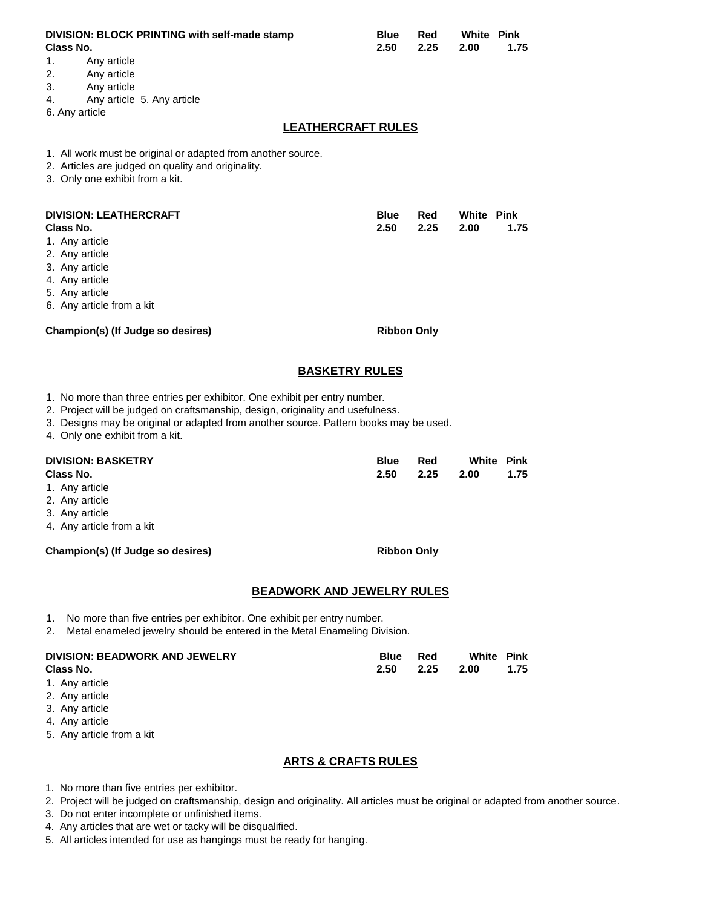| DIVISION: BLOCK PRINTING with self-made stamp | Blue | Red | White | Pink |
|---|---|---|---|---|
| Class No. | 2.50 | 2.25 | 2.00 | 1.75 |

1. Any article
2. Any article
3. Any article
4. Any article 5. Any article
6. Any article

## LEATHERCRAFT RULES

1. All work must be original or adapted from another source.
2. Articles are judged on quality and originality.
3. Only one exhibit from a kit.

| DIVISION: LEATHERCRAFT | Blue | Red | White | Pink |
|---|---|---|---|---|
| Class No. | 2.50 | 2.25 | 2.00 | 1.75 |

1. Any article
2. Any article
3. Any article
4. Any article
5. Any article
6. Any article from a kit

**Champion(s) (If Judge so desires)** **Ribbon Only**

## BASKETRY RULES

1. No more than three entries per exhibitor. One exhibit per entry number.
2. Project will be judged on craftsmanship, design, originality and usefulness.
3. Designs may be original or adapted from another source. Pattern books may be used.
4. Only one exhibit from a kit.

| DIVISION: BASKETRY | Blue | Red | White | Pink |
|---|---|---|---|---|
| Class No. | 2.50 | 2.25 | 2.00 | 1.75 |

1. Any article
2. Any article
3. Any article
4. Any article from a kit

**Champion(s) (If Judge so desires)** **Ribbon Only**

## BEADWORK AND JEWELRY RULES

1. No more than five entries per exhibitor. One exhibit per entry number.
2. Metal enameled jewelry should be entered in the Metal Enameling Division.

| DIVISION: BEADWORK AND JEWELRY | Blue | Red | White | Pink |
|---|---|---|---|---|
| Class No. | 2.50 | 2.25 | 2.00 | 1.75 |

1. Any article
2. Any article
3. Any article
4. Any article
5. Any article from a kit

## ARTS & CRAFTS RULES

1. No more than five entries per exhibitor.
2. Project will be judged on craftsmanship, design and originality. All articles must be original or adapted from another source.
3. Do not enter incomplete or unfinished items.
4. Any articles that are wet or tacky will be disqualified.
5. All articles intended for use as hangings must be ready for hanging.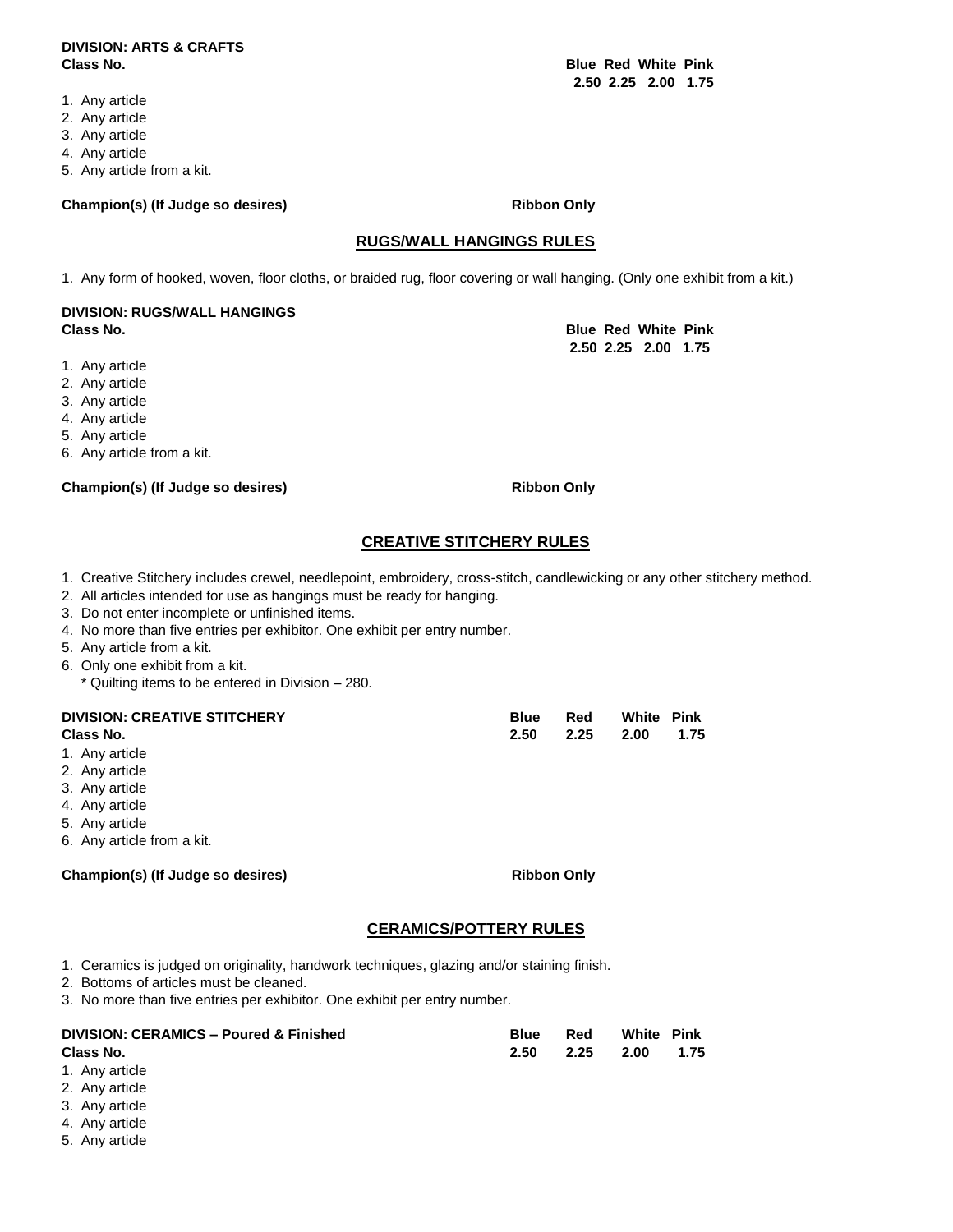**DIVISION: ARTS & CRAFTS**

| Class No. | Blue | Red | White | Pink |
|---|---|---|---|---|
| | 2.50 | 2.25 | 2.00 | 1.75 |

1. Any article
2. Any article
3. Any article
4. Any article
5. Any article from a kit.

**Champion(s) (If Judge so desires)** **Ribbon Only**

## RUGS/WALL HANGINGS RULES

1. Any form of hooked, woven, floor cloths, or braided rug, floor covering or wall hanging. (Only one exhibit from a kit.)

**DIVISION: RUGS/WALL HANGINGS**

| Class No. | Blue | Red | White | Pink |
|---|---|---|---|---|
| | 2.50 | 2.25 | 2.00 | 1.75 |

1. Any article
2. Any article
3. Any article
4. Any article
5. Any article
6. Any article from a kit.

**Champion(s) (If Judge so desires)** **Ribbon Only**

## CREATIVE STITCHERY RULES

1. Creative Stitchery includes crewel, needlepoint, embroidery, cross-stitch, candlewicking or any other stitchery method.
2. All articles intended for use as hangings must be ready for hanging.
3. Do not enter incomplete or unfinished items.
4. No more than five entries per exhibitor. One exhibit per entry number.
5. Any article from a kit.
6. Only one exhibit from a kit.
   * Quilting items to be entered in Division – 280.

**DIVISION: CREATIVE STITCHERY**

| Class No. | Blue | Red | White | Pink |
|---|---|---|---|---|
| | 2.50 | 2.25 | 2.00 | 1.75 |

1. Any article
2. Any article
3. Any article
4. Any article
5. Any article
6. Any article from a kit.

**Champion(s) (If Judge so desires)** **Ribbon Only**

## CERAMICS/POTTERY RULES

1. Ceramics is judged on originality, handwork techniques, glazing and/or staining finish.
2. Bottoms of articles must be cleaned.
3. No more than five entries per exhibitor. One exhibit per entry number.

**DIVISION: CERAMICS – Poured & Finished**

| Class No. | Blue | Red | White | Pink |
|---|---|---|---|---|
| | 2.50 | 2.25 | 2.00 | 1.75 |

1. Any article
2. Any article
3. Any article
4. Any article
5. Any article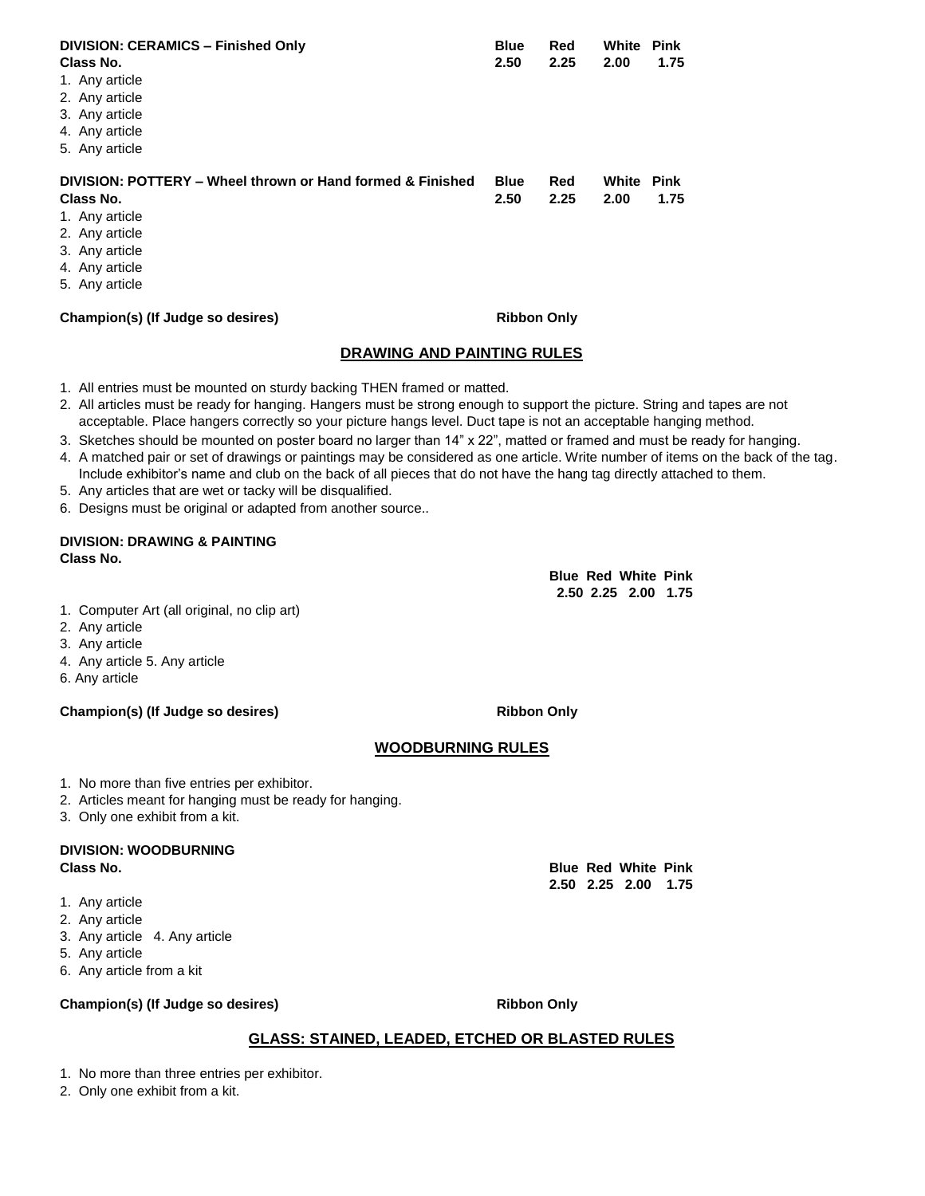**DIVISION: CERAMICS – Finished Only**

| Class No. | Blue 2.50 | Red 2.25 | White 2.00 | Pink 1.75 |
|---|---|---|---|---|
| 1. Any article | | | | |
| 2. Any article | | | | |
| 3. Any article | | | | |
| 4. Any article | | | | |
| 5. Any article | | | | |

**DIVISION: POTTERY – Wheel thrown or Hand formed & Finished**

| Class No. | Blue 2.50 | Red 2.25 | White 2.00 | Pink 1.75 |
|---|---|---|---|---|
| 1. Any article | | | | |
| 2. Any article | | | | |
| 3. Any article | | | | |
| 4. Any article | | | | |
| 5. Any article | | | | |

**Champion(s) (If Judge so desires)** **Ribbon Only**

## DRAWING AND PAINTING RULES

1. All entries must be mounted on sturdy backing THEN framed or matted.
2. All articles must be ready for hanging. Hangers must be strong enough to support the picture. String and tapes are not acceptable. Place hangers correctly so your picture hangs level. Duct tape is not an acceptable hanging method.
3. Sketches should be mounted on poster board no larger than 14" x 22", matted or framed and must be ready for hanging.
4. A matched pair or set of drawings or paintings may be considered as one article. Write number of items on the back of the tag. Include exhibitor's name and club on the back of all pieces that do not have the hang tag directly attached to them.
5. Any articles that are wet or tacky will be disqualified.
6. Designs must be original or adapted from another source..

**DIVISION: DRAWING & PAINTING**

| Class No. | Blue 2.50 | Red 2.25 | White 2.00 | Pink 1.75 |
|---|---|---|---|---|
| 1. Computer Art (all original, no clip art) | | | | |
| 2. Any article | | | | |
| 3. Any article | | | | |
| 4. Any article 5. Any article | | | | |
| 6. Any article | | | | |

**Champion(s) (If Judge so desires)** **Ribbon Only**

## WOODBURNING RULES

1. No more than five entries per exhibitor.
2. Articles meant for hanging must be ready for hanging.
3. Only one exhibit from a kit.

**DIVISION: WOODBURNING**

| Class No. | Blue 2.50 | Red 2.25 | White 2.00 | Pink 1.75 |
|---|---|---|---|---|
| 1. Any article | | | | |
| 2. Any article | | | | |
| 3. Any article 4. Any article | | | | |
| 5. Any article | | | | |
| 6. Any article from a kit | | | | |

**Champion(s) (If Judge so desires)** **Ribbon Only**

## GLASS: STAINED, LEADED, ETCHED OR BLASTED RULES

1. No more than three entries per exhibitor.
2. Only one exhibit from a kit.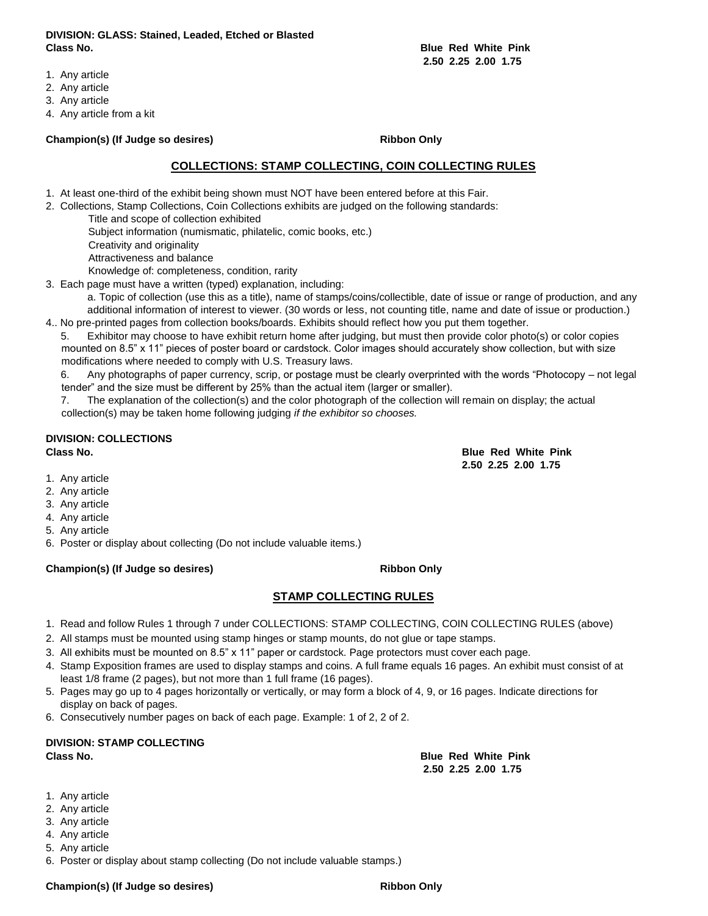**DIVISION: GLASS: Stained, Leaded, Etched or Blasted**

| Class No. | Blue | Red | White | Pink |
|---|---|---|---|---|
| | 2.50 | 2.25 | 2.00 | 1.75 |

1. Any article
2. Any article
3. Any article
4. Any article from a kit

**Champion(s) (If Judge so desires)** **Ribbon Only**

## COLLECTIONS: STAMP COLLECTING, COIN COLLECTING RULES

1. At least one-third of the exhibit being shown must NOT have been entered before at this Fair.
2. Collections, Stamp Collections, Coin Collections exhibits are judged on the following standards:
   - Title and scope of collection exhibited
   - Subject information (numismatic, philatelic, comic books, etc.)
   - Creativity and originality
   - Attractiveness and balance
   - Knowledge of: completeness, condition, rarity
3. Each page must have a written (typed) explanation, including:
   a. Topic of collection (use this as a title), name of stamps/coins/collectible, date of issue or range of production, and any additional information of interest to viewer. (30 words or less, not counting title, name and date of issue or production.)
4. No pre-printed pages from collection books/boards. Exhibits should reflect how you put them together.
5. Exhibitor may choose to have exhibit return home after judging, but must then provide color photo(s) or color copies mounted on 8.5" x 11" pieces of poster board or cardstock. Color images should accurately show collection, but with size modifications where needed to comply with U.S. Treasury laws.
6. Any photographs of paper currency, scrip, or postage must be clearly overprinted with the words "Photocopy – not legal tender" and the size must be different by 25% than the actual item (larger or smaller).
7. The explanation of the collection(s) and the color photograph of the collection will remain on display; the actual collection(s) may be taken home following judging *if the exhibitor so chooses.*

**DIVISION: COLLECTIONS**

| Class No. | Blue | Red | White | Pink |
|---|---|---|---|---|
| | 2.50 | 2.25 | 2.00 | 1.75 |

1. Any article
2. Any article
3. Any article
4. Any article
5. Any article
6. Poster or display about collecting (Do not include valuable items.)

**Champion(s) (If Judge so desires)** **Ribbon Only**

## STAMP COLLECTING RULES

1. Read and follow Rules 1 through 7 under COLLECTIONS: STAMP COLLECTING, COIN COLLECTING RULES (above)
2. All stamps must be mounted using stamp hinges or stamp mounts, do not glue or tape stamps.
3. All exhibits must be mounted on 8.5" x 11" paper or cardstock. Page protectors must cover each page.
4. Stamp Exposition frames are used to display stamps and coins. A full frame equals 16 pages. An exhibit must consist of at least 1/8 frame (2 pages), but not more than 1 full frame (16 pages).
5. Pages may go up to 4 pages horizontally or vertically, or may form a block of 4, 9, or 16 pages. Indicate directions for display on back of pages.
6. Consecutively number pages on back of each page. Example: 1 of 2, 2 of 2.

**DIVISION: STAMP COLLECTING**

| Class No. | Blue | Red | White | Pink |
|---|---|---|---|---|
| | 2.50 | 2.25 | 2.00 | 1.75 |

1. Any article
2. Any article
3. Any article
4. Any article
5. Any article
6. Poster or display about stamp collecting (Do not include valuable stamps.)

**Champion(s) (If Judge so desires)** **Ribbon Only**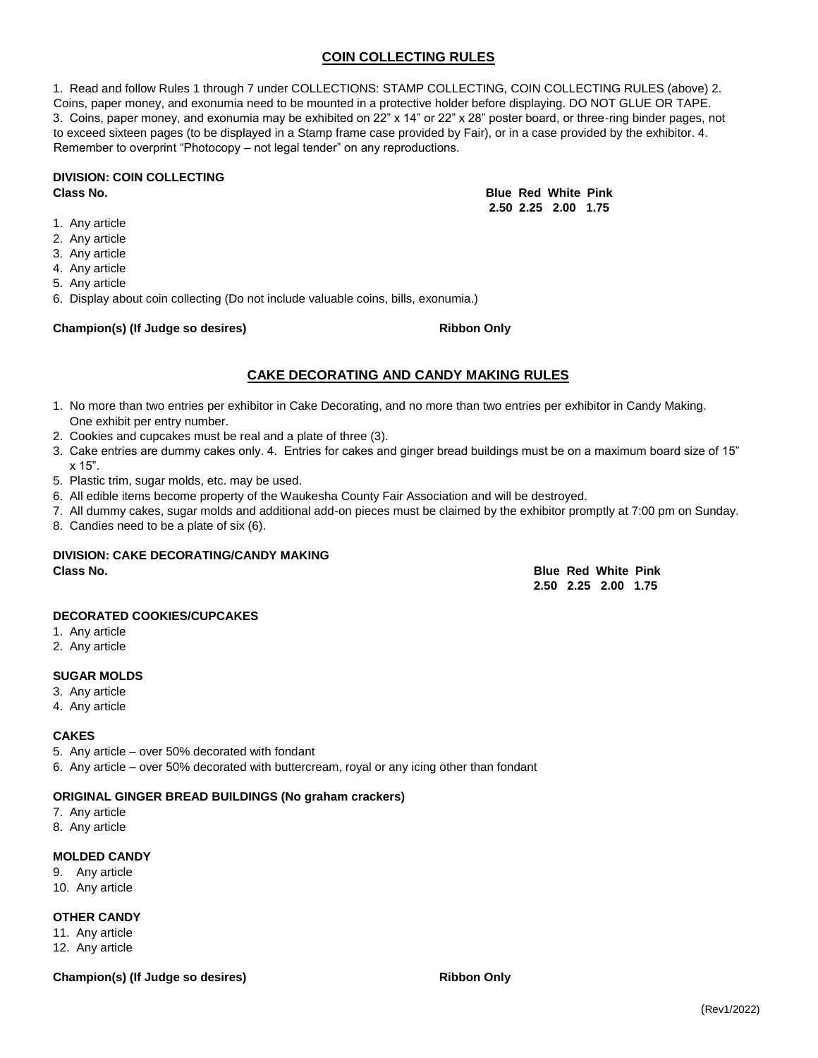## COIN COLLECTING RULES

1. Read and follow Rules 1 through 7 under COLLECTIONS: STAMP COLLECTING, COIN COLLECTING RULES (above) 2. Coins, paper money, and exonumia need to be mounted in a protective holder before displaying. DO NOT GLUE OR TAPE. 3. Coins, paper money, and exonumia may be exhibited on 22" x 14" or 22" x 28" poster board, or three-ring binder pages, not to exceed sixteen pages (to be displayed in a Stamp frame case provided by Fair), or in a case provided by the exhibitor. 4. Remember to overprint "Photocopy – not legal tender" on any reproductions.

**DIVISION: COIN COLLECTING**

**Class No.** **Blue Red White Pink**
**2.50 2.25 2.00 1.75**

1. Any article
2. Any article
3. Any article
4. Any article
5. Any article
6. Display about coin collecting (Do not include valuable coins, bills, exonumia.)

**Champion(s) (If Judge so desires)** **Ribbon Only**

## CAKE DECORATING AND CANDY MAKING RULES

1. No more than two entries per exhibitor in Cake Decorating, and no more than two entries per exhibitor in Candy Making. One exhibit per entry number.
2. Cookies and cupcakes must be real and a plate of three (3).
3. Cake entries are dummy cakes only. 4. Entries for cakes and ginger bread buildings must be on a maximum board size of 15" x 15".
5. Plastic trim, sugar molds, etc. may be used.
6. All edible items become property of the Waukesha County Fair Association and will be destroyed.
7. All dummy cakes, sugar molds and additional add-on pieces must be claimed by the exhibitor promptly at 7:00 pm on Sunday.
8. Candies need to be a plate of six (6).

**DIVISION: CAKE DECORATING/CANDY MAKING**

**Class No.** **Blue Red White Pink**
**2.50 2.25 2.00 1.75**

**DECORATED COOKIES/CUPCAKES**

1. Any article
2. Any article

**SUGAR MOLDS**

3. Any article
4. Any article

**CAKES**

5. Any article – over 50% decorated with fondant
6. Any article – over 50% decorated with buttercream, royal or any icing other than fondant

**ORIGINAL GINGER BREAD BUILDINGS (No graham crackers)**

7. Any article
8. Any article

**MOLDED CANDY**

9. Any article
10. Any article

**OTHER CANDY**

11. Any article
12. Any article

**Champion(s) (If Judge so desires)** **Ribbon Only**

(Rev1/2022)